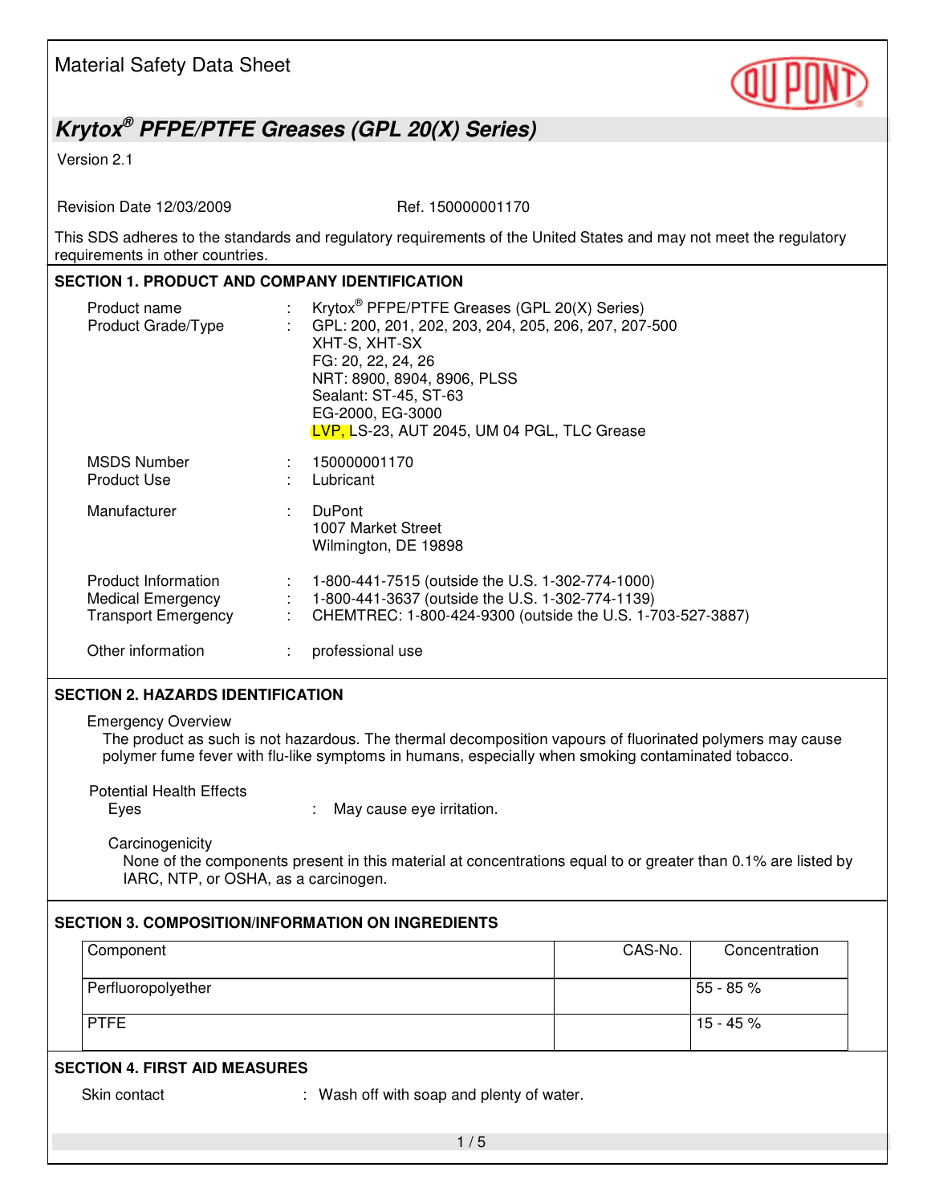Material Safety Data Sheet

# *Krytox® PFPE/PTFE Greases (GPL 20(X) Series)*

Version 2.1

Revision Date 12/03/2009 Ref. 150000001170

This SDS adheres to the standards and regulatory requirements of the United States and may not meet the regulatory requirements in other countries.

## SECTION 1. PRODUCT AND COMPANY IDENTIFICATION

Product name : Krytox® PFPE/PTFE Greases (GPL 20(X) Series)

Product Grade/Type : GPL: 200, 201, 202, 203, 204, 205, 206, 207, 207-500
XHT-S, XHT-SX
FG: 20, 22, 24, 26
NRT: 8900, 8904, 8906, PLSS
Sealant: ST-45, ST-63
EG-2000, EG-3000
LVP, LS-23, AUT 2045, UM 04 PGL, TLC Grease

MSDS Number : 150000001170

Product Use : Lubricant

Manufacturer : DuPont
1007 Market Street
Wilmington, DE 19898

Product Information : 1-800-441-7515 (outside the U.S. 1-302-774-1000)

Medical Emergency : 1-800-441-3637 (outside the U.S. 1-302-774-1139)

Transport Emergency : CHEMTREC: 1-800-424-9300 (outside the U.S. 1-703-527-3887)

Other information : professional use

## SECTION 2. HAZARDS IDENTIFICATION

Emergency Overview

The product as such is not hazardous. The thermal decomposition vapours of fluorinated polymers may cause polymer fume fever with flu-like symptoms in humans, especially when smoking contaminated tobacco.

Potential Health Effects

Eyes : May cause eye irritation.

Carcinogenicity

None of the components present in this material at concentrations equal to or greater than 0.1% are listed by IARC, NTP, or OSHA, as a carcinogen.

## SECTION 3. COMPOSITION/INFORMATION ON INGREDIENTS

| Component | CAS-No. | Concentration |
|---|---|---|
| Perfluoropolyether | | 55 - 85 % |
| PTFE | | 15 - 45 % |

## SECTION 4. FIRST AID MEASURES

Skin contact : Wash off with soap and plenty of water.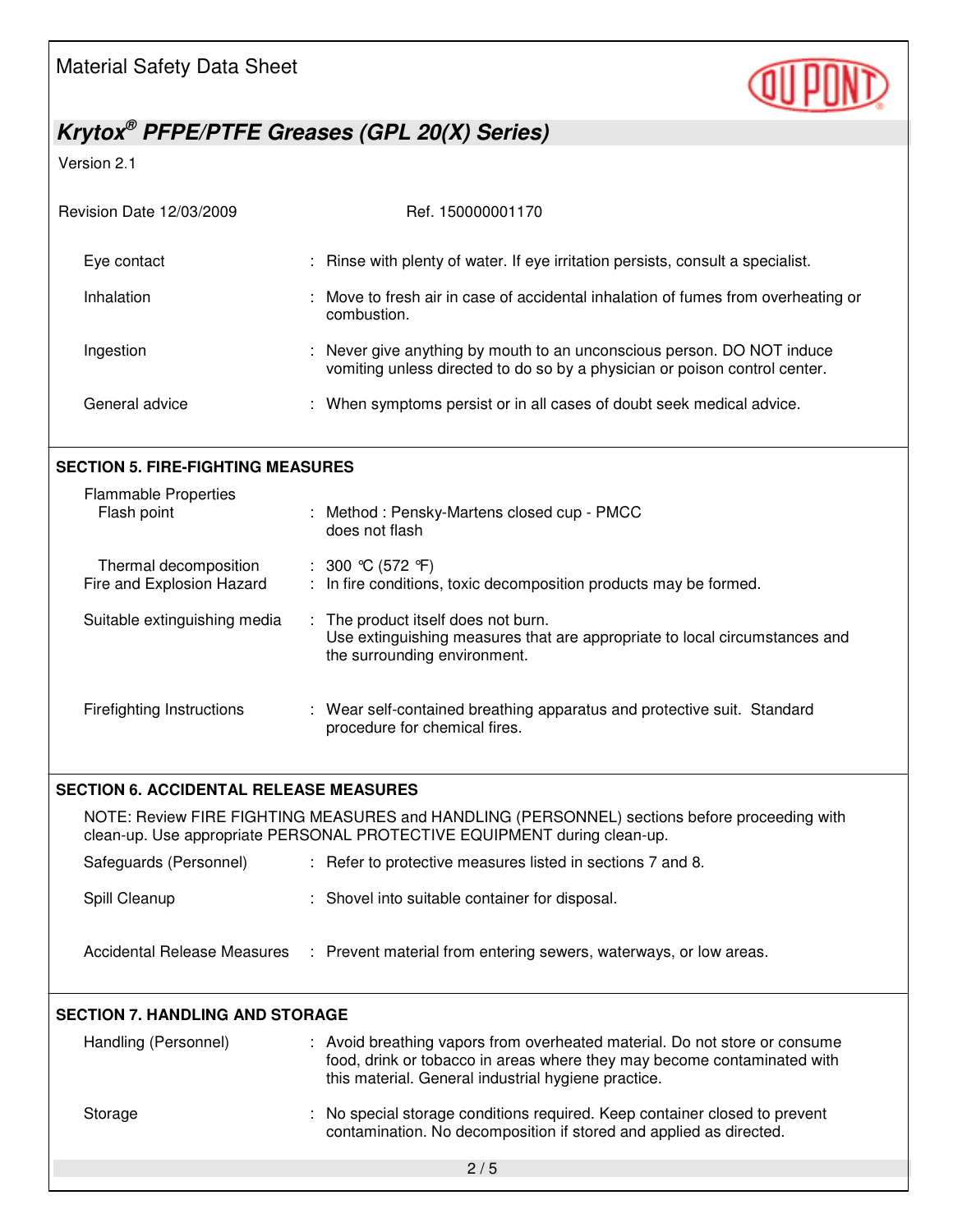| | | |
|---|---|---|
| Eye contact | : | Rinse with plenty of water. If eye irritation persists, consult a specialist. |
| Inhalation | : | Move to fresh air in case of accidental inhalation of fumes from overheating or combustion. |
| Ingestion | : | Never give anything by mouth to an unconscious person. DO NOT induce vomiting unless directed to do so by a physician or poison control center. |
| General advice | : | When symptoms persist or in all cases of doubt seek medical advice. |

## SECTION 5. FIRE-FIGHTING MEASURES

| | | |
|---|---|---|
| Flammable Properties | | |
| Flash point | : | Method : Pensky-Martens closed cup - PMCC<br>does not flash |
| Thermal decomposition | : | 300 °C (572 °F) |
| Fire and Explosion Hazard | : | In fire conditions, toxic decomposition products may be formed. |
| Suitable extinguishing media | : | The product itself does not burn.<br>Use extinguishing measures that are appropriate to local circumstances and the surrounding environment. |
| Firefighting Instructions | : | Wear self-contained breathing apparatus and protective suit. Standard procedure for chemical fires. |

## SECTION 6. ACCIDENTAL RELEASE MEASURES

NOTE: Review FIRE FIGHTING MEASURES and HANDLING (PERSONNEL) sections before proceeding with clean-up. Use appropriate PERSONAL PROTECTIVE EQUIPMENT during clean-up.

| | | |
|---|---|---|
| Safeguards (Personnel) | : | Refer to protective measures listed in sections 7 and 8. |
| Spill Cleanup | : | Shovel into suitable container for disposal. |
| Accidental Release Measures | : | Prevent material from entering sewers, waterways, or low areas. |

## SECTION 7. HANDLING AND STORAGE

| | | |
|---|---|---|
| Handling (Personnel) | : | Avoid breathing vapors from overheated material. Do not store or consume food, drink or tobacco in areas where they may become contaminated with this material. General industrial hygiene practice. |
| Storage | : | No special storage conditions required. Keep container closed to prevent contamination. No decomposition if stored and applied as directed. |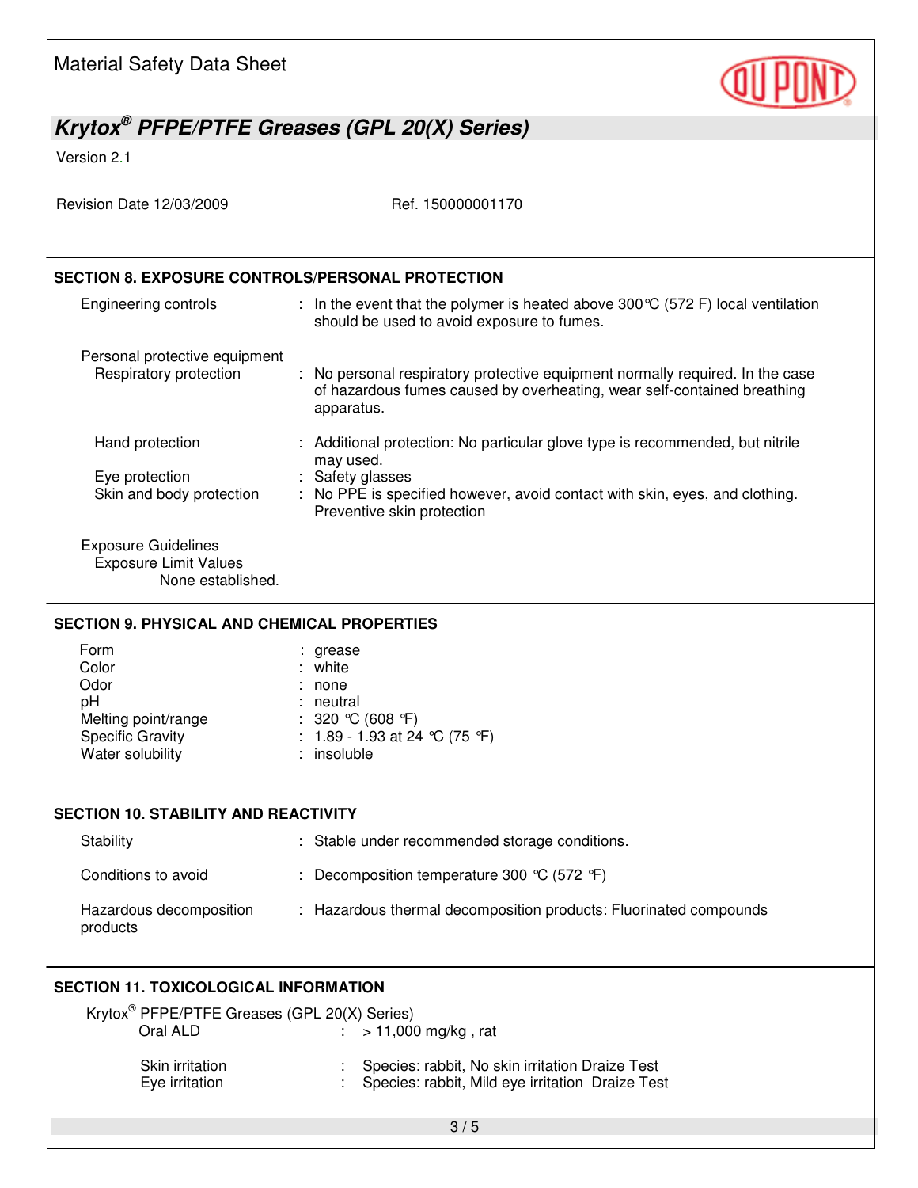## SECTION 8. EXPOSURE CONTROLS/PERSONAL PROTECTION

| | |
|---|---|
| Engineering controls | In the event that the polymer is heated above 300°C (572 F) local ventilation should be used to avoid exposure to fumes. |

**Personal protective equipment**

| | |
|---|---|
| Respiratory protection | No personal respiratory protective equipment normally required. In the case of hazardous fumes caused by overheating, wear self-contained breathing apparatus. |
| Hand protection | Additional protection: No particular glove type is recommended, but nitrile may used. |
| Eye protection | Safety glasses |
| Skin and body protection | No PPE is specified however, avoid contact with skin, eyes, and clothing. Preventive skin protection |

**Exposure Guidelines**

Exposure Limit Values

None established.

## SECTION 9. PHYSICAL AND CHEMICAL PROPERTIES

| | |
|---|---|
| Form | grease |
| Color | white |
| Odor | none |
| pH | neutral |
| Melting point/range | 320 °C (608 °F) |
| Specific Gravity | 1.89 - 1.93 at 24 °C (75 °F) |
| Water solubility | insoluble |

## SECTION 10. STABILITY AND REACTIVITY

| | |
|---|---|
| Stability | Stable under recommended storage conditions. |
| Conditions to avoid | Decomposition temperature 300 °C (572 °F) |
| Hazardous decomposition products | Hazardous thermal decomposition products: Fluorinated compounds |

## SECTION 11. TOXICOLOGICAL INFORMATION

Krytox® PFPE/PTFE Greases (GPL 20(X) Series)

| | |
|---|---|
| Oral ALD | > 11,000 mg/kg , rat |
| Skin irritation | Species: rabbit, No skin irritation Draize Test |
| Eye irritation | Species: rabbit, Mild eye irritation Draize Test |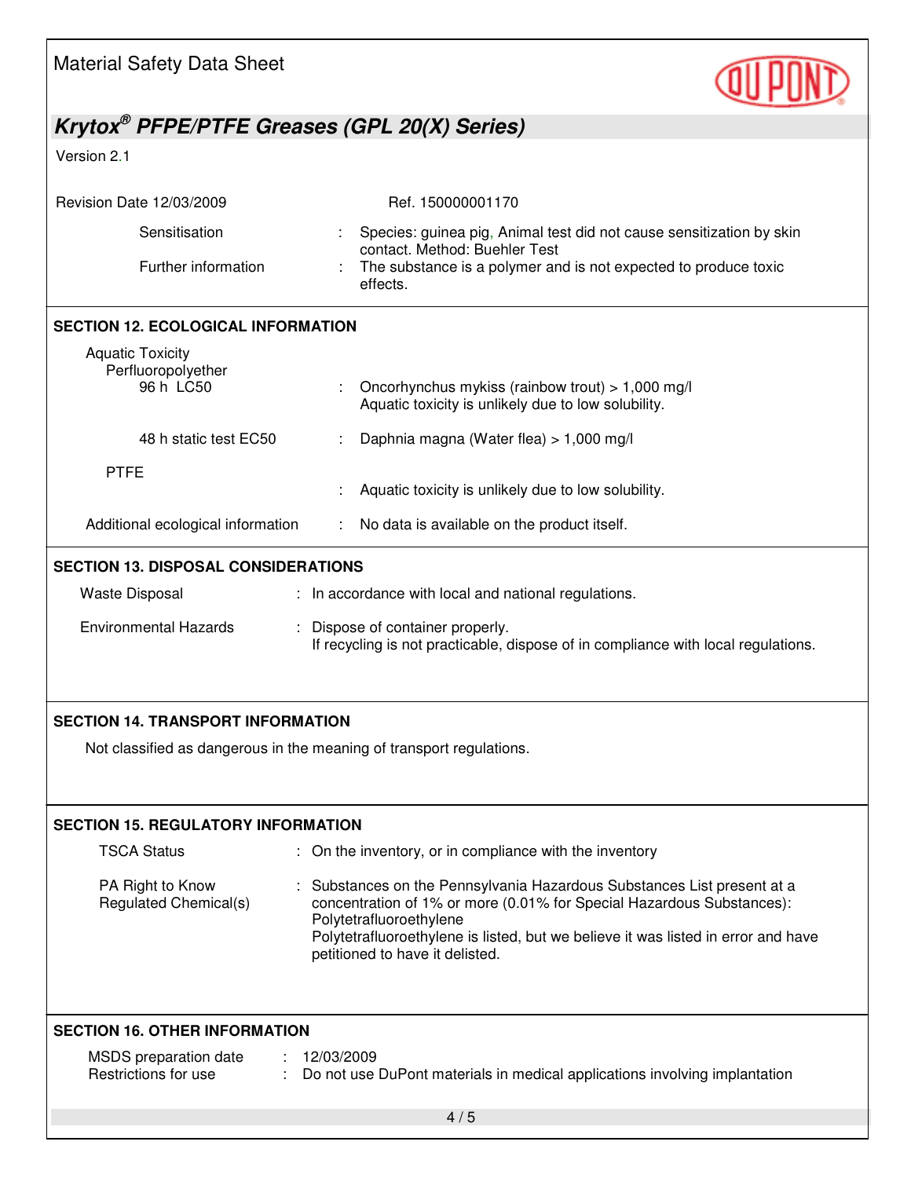Sensitisation : Species: guinea pig, Animal test did not cause sensitization by skin contact. Method: Buehler Test

Further information : The substance is a polymer and is not expected to produce toxic effects.

## SECTION 12. ECOLOGICAL INFORMATION

**Aquatic Toxicity**

Perfluoropolyether

| | |
|---|---|
| 96 h LC50 | : Oncorhynchus mykiss (rainbow trout) > 1,000 mg/l<br>Aquatic toxicity is unlikely due to low solubility. |
| 48 h static test EC50 | : Daphnia magna (Water flea) > 1,000 mg/l |

PTFE

: Aquatic toxicity is unlikely due to low solubility.

Additional ecological information : No data is available on the product itself.

## SECTION 13. DISPOSAL CONSIDERATIONS

Waste Disposal : In accordance with local and national regulations.

Environmental Hazards : Dispose of container properly.
If recycling is not practicable, dispose of in compliance with local regulations.

## SECTION 14. TRANSPORT INFORMATION

Not classified as dangerous in the meaning of transport regulations.

## SECTION 15. REGULATORY INFORMATION

TSCA Status : On the inventory, or in compliance with the inventory

PA Right to Know Regulated Chemical(s) : Substances on the Pennsylvania Hazardous Substances List present at a concentration of 1% or more (0.01% for Special Hazardous Substances):
Polytetrafluoroethylene
Polytetrafluoroethylene is listed, but we believe it was listed in error and have petitioned to have it delisted.

## SECTION 16. OTHER INFORMATION

MSDS preparation date : 12/03/2009
Restrictions for use : Do not use DuPont materials in medical applications involving implantation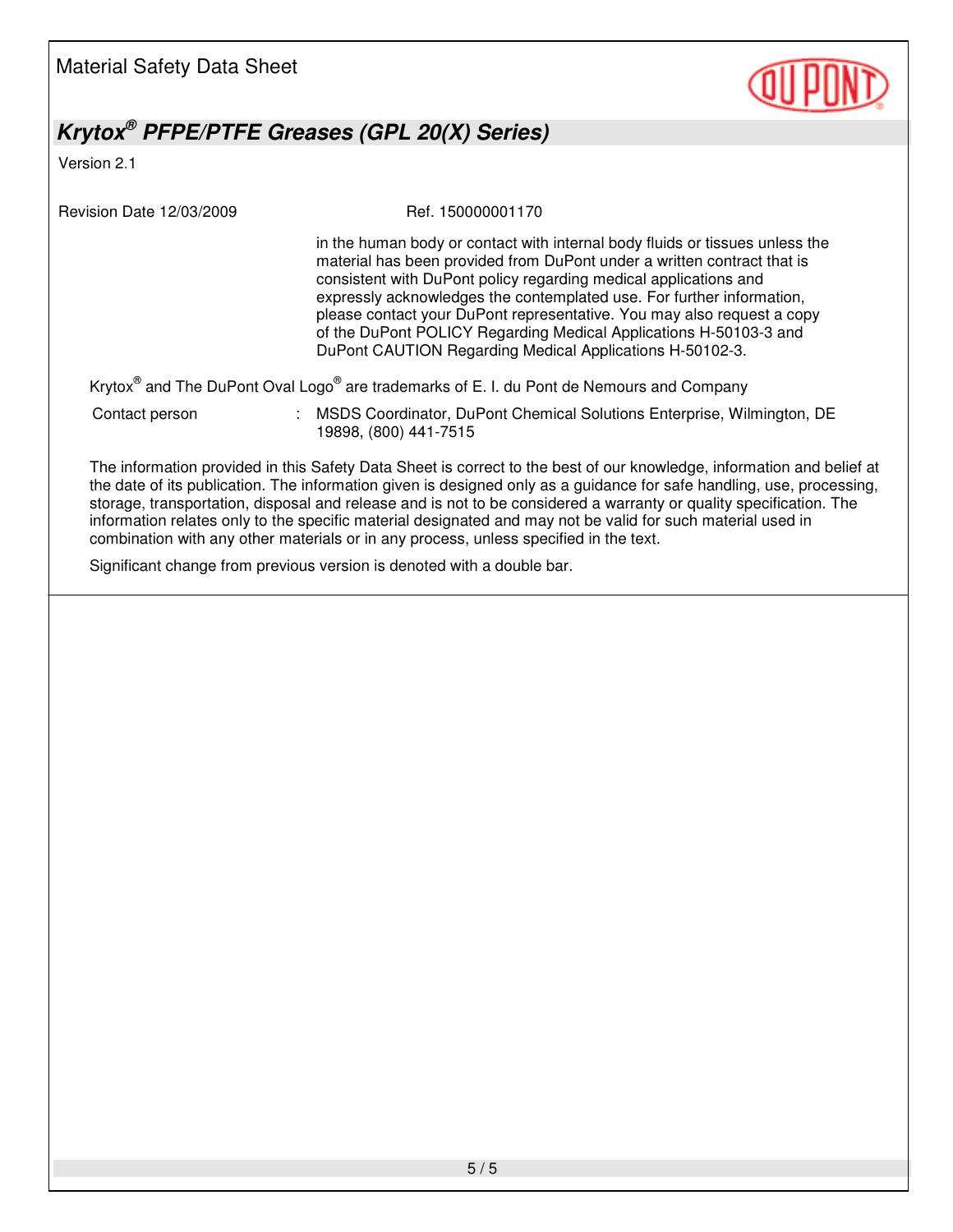in the human body or contact with internal body fluids or tissues unless the material has been provided from DuPont under a written contract that is consistent with DuPont policy regarding medical applications and expressly acknowledges the contemplated use. For further information, please contact your DuPont representative. You may also request a copy of the DuPont POLICY Regarding Medical Applications H-50103-3 and DuPont CAUTION Regarding Medical Applications H-50102-3.

Krytox® and The DuPont Oval Logo® are trademarks of E. I. du Pont de Nemours and Company

Contact person : MSDS Coordinator, DuPont Chemical Solutions Enterprise, Wilmington, DE 19898, (800) 441-7515

The information provided in this Safety Data Sheet is correct to the best of our knowledge, information and belief at the date of its publication. The information given is designed only as a guidance for safe handling, use, processing, storage, transportation, disposal and release and is not to be considered a warranty or quality specification. The information relates only to the specific material designated and may not be valid for such material used in combination with any other materials or in any process, unless specified in the text.

Significant change from previous version is denoted with a double bar.